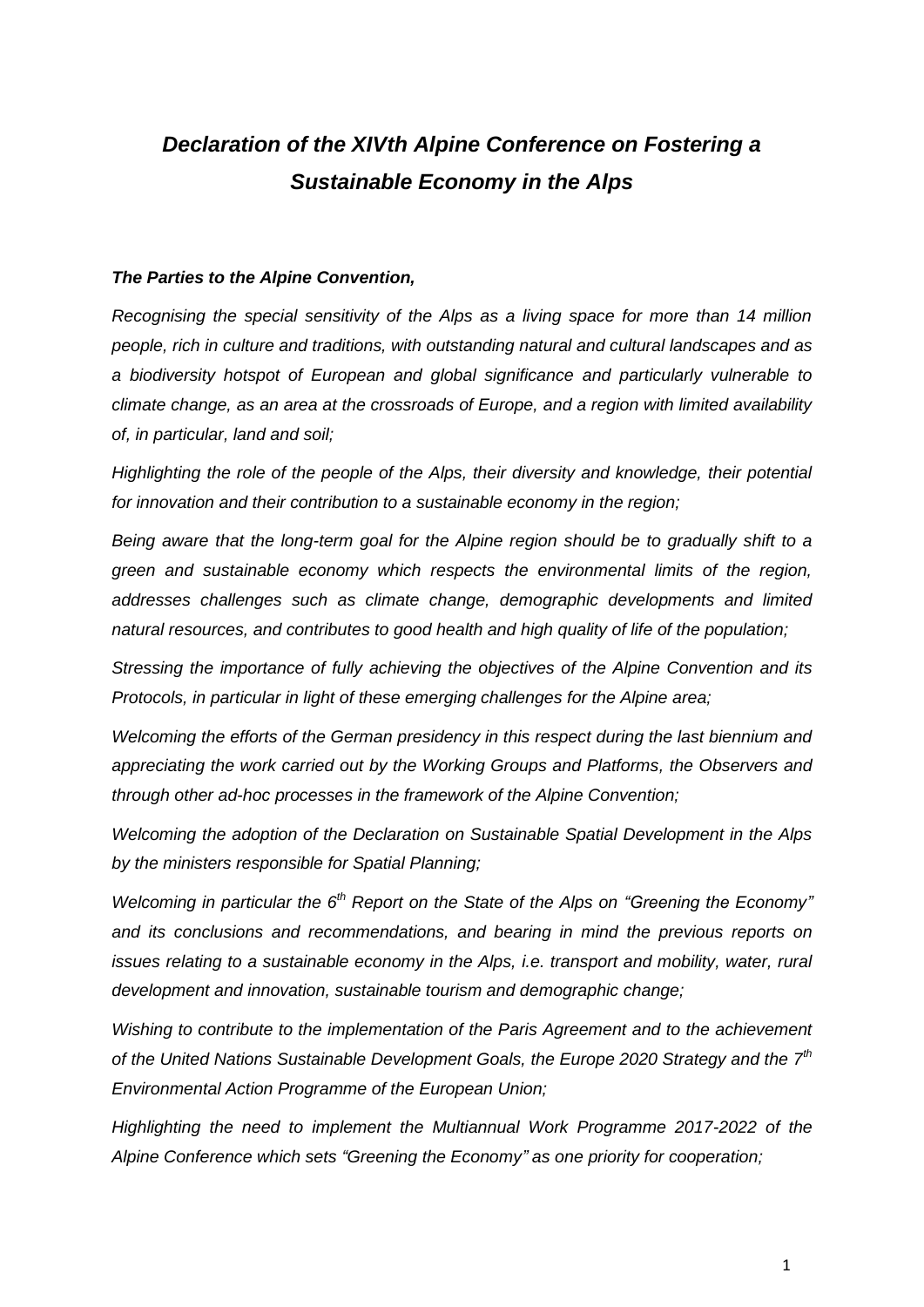# *Declaration of the XIVth Alpine Conference on Fostering a Sustainable Economy in the Alps*

***The Parties to the Alpine Convention,***

*Recognising the special sensitivity of the Alps as a living space for more than 14 million people, rich in culture and traditions, with outstanding natural and cultural landscapes and as a biodiversity hotspot of European and global significance and particularly vulnerable to climate change, as an area at the crossroads of Europe, and a region with limited availability of, in particular, land and soil;*

*Highlighting the role of the people of the Alps, their diversity and knowledge, their potential for innovation and their contribution to a sustainable economy in the region;*

*Being aware that the long-term goal for the Alpine region should be to gradually shift to a green and sustainable economy which respects the environmental limits of the region, addresses challenges such as climate change, demographic developments and limited natural resources, and contributes to good health and high quality of life of the population;*

*Stressing the importance of fully achieving the objectives of the Alpine Convention and its Protocols, in particular in light of these emerging challenges for the Alpine area;*

*Welcoming the efforts of the German presidency in this respect during the last biennium and appreciating the work carried out by the Working Groups and Platforms, the Observers and through other ad-hoc processes in the framework of the Alpine Convention;*

*Welcoming the adoption of the Declaration on Sustainable Spatial Development in the Alps by the ministers responsible for Spatial Planning;*

*Welcoming in particular the 6th Report on the State of the Alps on "Greening the Economy" and its conclusions and recommendations, and bearing in mind the previous reports on issues relating to a sustainable economy in the Alps, i.e. transport and mobility, water, rural development and innovation, sustainable tourism and demographic change;*

*Wishing to contribute to the implementation of the Paris Agreement and to the achievement of the United Nations Sustainable Development Goals, the Europe 2020 Strategy and the 7th Environmental Action Programme of the European Union;*

*Highlighting the need to implement the Multiannual Work Programme 2017-2022 of the Alpine Conference which sets "Greening the Economy" as one priority for cooperation;*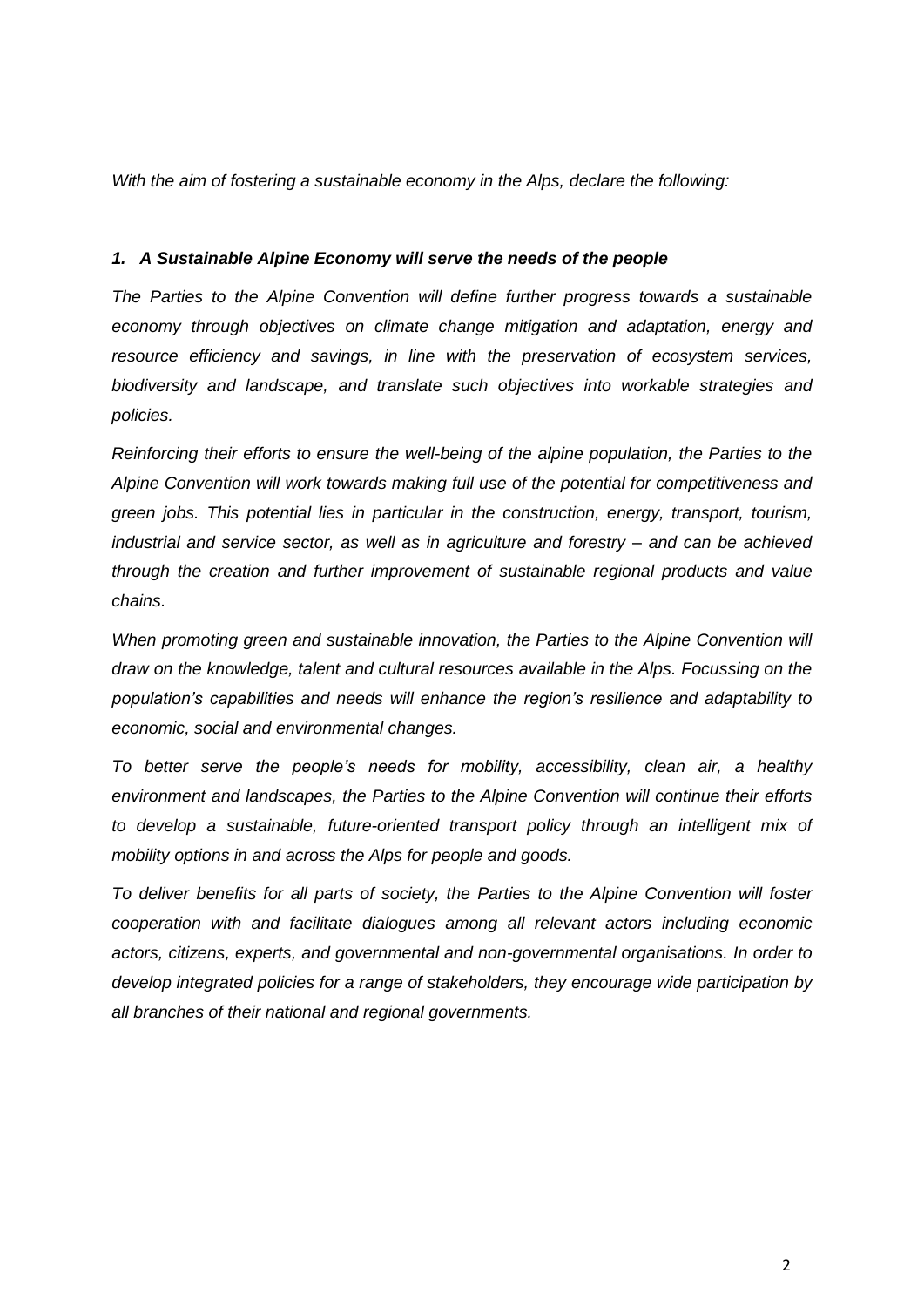*With the aim of fostering a sustainable economy in the Alps, declare the following:*

### *1. A Sustainable Alpine Economy will serve the needs of the people*

*The Parties to the Alpine Convention will define further progress towards a sustainable economy through objectives on climate change mitigation and adaptation, energy and resource efficiency and savings, in line with the preservation of ecosystem services, biodiversity and landscape, and translate such objectives into workable strategies and policies.*

*Reinforcing their efforts to ensure the well-being of the alpine population, the Parties to the Alpine Convention will work towards making full use of the potential for competitiveness and green jobs. This potential lies in particular in the construction, energy, transport, tourism, industrial and service sector, as well as in agriculture and forestry – and can be achieved through the creation and further improvement of sustainable regional products and value chains.*

*When promoting green and sustainable innovation, the Parties to the Alpine Convention will draw on the knowledge, talent and cultural resources available in the Alps. Focussing on the population's capabilities and needs will enhance the region's resilience and adaptability to economic, social and environmental changes.*

*To better serve the people's needs for mobility, accessibility, clean air, a healthy environment and landscapes, the Parties to the Alpine Convention will continue their efforts to develop a sustainable, future-oriented transport policy through an intelligent mix of mobility options in and across the Alps for people and goods.*

*To deliver benefits for all parts of society, the Parties to the Alpine Convention will foster cooperation with and facilitate dialogues among all relevant actors including economic actors, citizens, experts, and governmental and non-governmental organisations. In order to develop integrated policies for a range of stakeholders, they encourage wide participation by all branches of their national and regional governments.*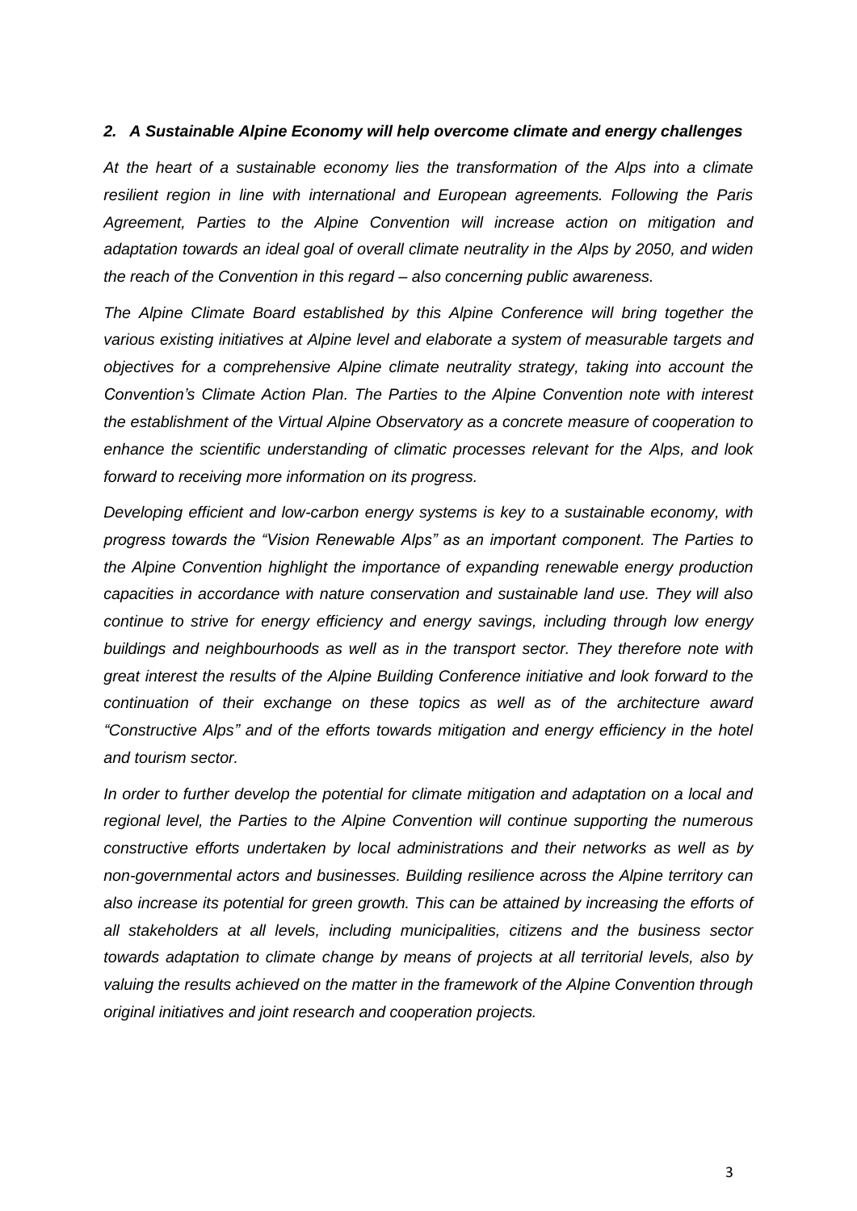## *2. A Sustainable Alpine Economy will help overcome climate and energy challenges*

*At the heart of a sustainable economy lies the transformation of the Alps into a climate resilient region in line with international and European agreements. Following the Paris Agreement, Parties to the Alpine Convention will increase action on mitigation and adaptation towards an ideal goal of overall climate neutrality in the Alps by 2050, and widen the reach of the Convention in this regard – also concerning public awareness.*

*The Alpine Climate Board established by this Alpine Conference will bring together the various existing initiatives at Alpine level and elaborate a system of measurable targets and objectives for a comprehensive Alpine climate neutrality strategy, taking into account the Convention's Climate Action Plan. The Parties to the Alpine Convention note with interest the establishment of the Virtual Alpine Observatory as a concrete measure of cooperation to enhance the scientific understanding of climatic processes relevant for the Alps, and look forward to receiving more information on its progress.*

*Developing efficient and low-carbon energy systems is key to a sustainable economy, with progress towards the "Vision Renewable Alps" as an important component. The Parties to the Alpine Convention highlight the importance of expanding renewable energy production capacities in accordance with nature conservation and sustainable land use. They will also continue to strive for energy efficiency and energy savings, including through low energy buildings and neighbourhoods as well as in the transport sector. They therefore note with great interest the results of the Alpine Building Conference initiative and look forward to the continuation of their exchange on these topics as well as of the architecture award "Constructive Alps" and of the efforts towards mitigation and energy efficiency in the hotel and tourism sector.*

*In order to further develop the potential for climate mitigation and adaptation on a local and regional level, the Parties to the Alpine Convention will continue supporting the numerous constructive efforts undertaken by local administrations and their networks as well as by non-governmental actors and businesses. Building resilience across the Alpine territory can also increase its potential for green growth. This can be attained by increasing the efforts of all stakeholders at all levels, including municipalities, citizens and the business sector towards adaptation to climate change by means of projects at all territorial levels, also by valuing the results achieved on the matter in the framework of the Alpine Convention through original initiatives and joint research and cooperation projects.*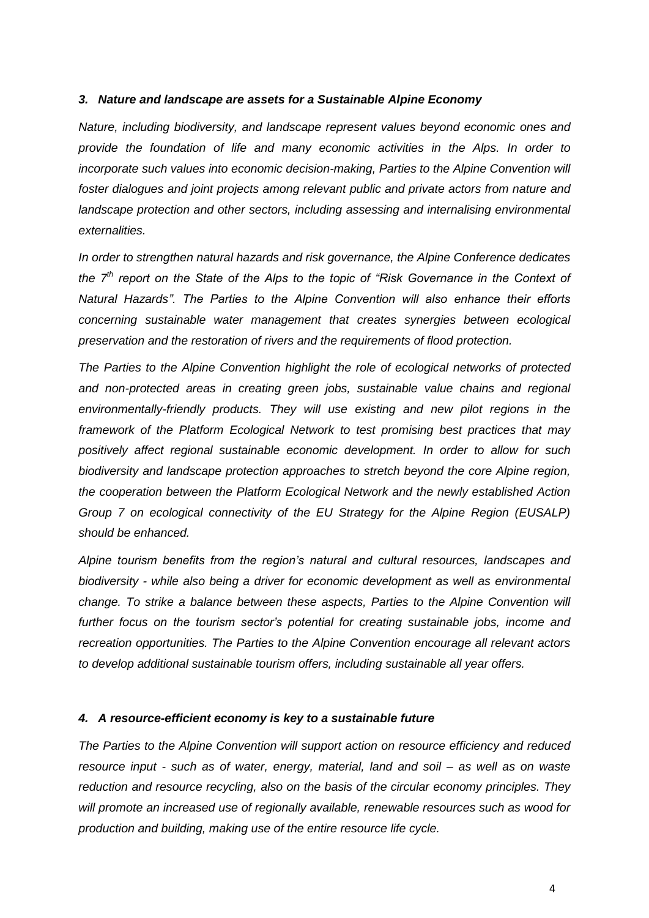### *3. Nature and landscape are assets for a Sustainable Alpine Economy*

*Nature, including biodiversity, and landscape represent values beyond economic ones and provide the foundation of life and many economic activities in the Alps. In order to incorporate such values into economic decision-making, Parties to the Alpine Convention will foster dialogues and joint projects among relevant public and private actors from nature and landscape protection and other sectors, including assessing and internalising environmental externalities.*

*In order to strengthen natural hazards and risk governance, the Alpine Conference dedicates the 7th report on the State of the Alps to the topic of "Risk Governance in the Context of Natural Hazards". The Parties to the Alpine Convention will also enhance their efforts concerning sustainable water management that creates synergies between ecological preservation and the restoration of rivers and the requirements of flood protection.*

*The Parties to the Alpine Convention highlight the role of ecological networks of protected and non-protected areas in creating green jobs, sustainable value chains and regional environmentally-friendly products. They will use existing and new pilot regions in the framework of the Platform Ecological Network to test promising best practices that may positively affect regional sustainable economic development. In order to allow for such biodiversity and landscape protection approaches to stretch beyond the core Alpine region, the cooperation between the Platform Ecological Network and the newly established Action Group 7 on ecological connectivity of the EU Strategy for the Alpine Region (EUSALP) should be enhanced.*

*Alpine tourism benefits from the region's natural and cultural resources, landscapes and biodiversity - while also being a driver for economic development as well as environmental change. To strike a balance between these aspects, Parties to the Alpine Convention will further focus on the tourism sector's potential for creating sustainable jobs, income and recreation opportunities. The Parties to the Alpine Convention encourage all relevant actors to develop additional sustainable tourism offers, including sustainable all year offers.*

### *4. A resource-efficient economy is key to a sustainable future*

*The Parties to the Alpine Convention will support action on resource efficiency and reduced resource input - such as of water, energy, material, land and soil – as well as on waste reduction and resource recycling, also on the basis of the circular economy principles. They will promote an increased use of regionally available, renewable resources such as wood for production and building, making use of the entire resource life cycle.*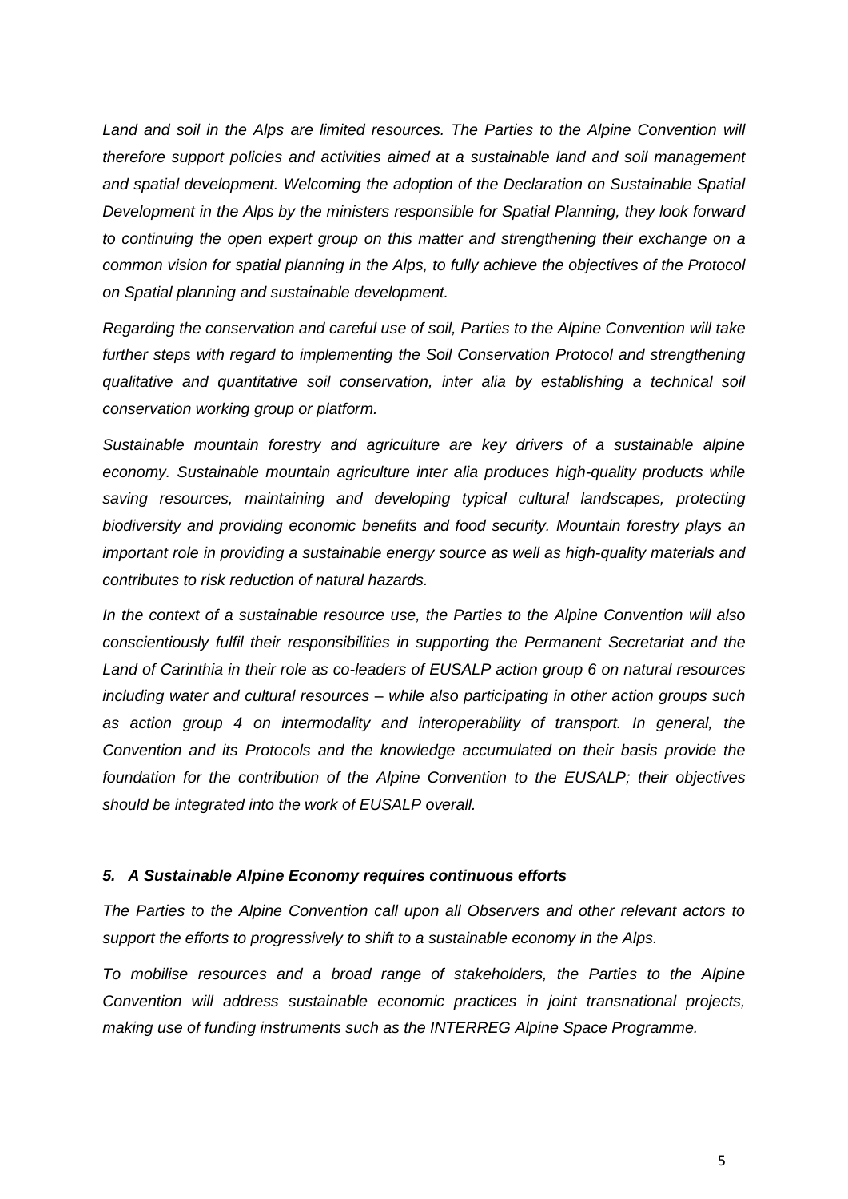*Land and soil in the Alps are limited resources. The Parties to the Alpine Convention will therefore support policies and activities aimed at a sustainable land and soil management and spatial development. Welcoming the adoption of the Declaration on Sustainable Spatial Development in the Alps by the ministers responsible for Spatial Planning, they look forward to continuing the open expert group on this matter and strengthening their exchange on a common vision for spatial planning in the Alps, to fully achieve the objectives of the Protocol on Spatial planning and sustainable development.*

*Regarding the conservation and careful use of soil, Parties to the Alpine Convention will take further steps with regard to implementing the Soil Conservation Protocol and strengthening qualitative and quantitative soil conservation, inter alia by establishing a technical soil conservation working group or platform.*

*Sustainable mountain forestry and agriculture are key drivers of a sustainable alpine economy. Sustainable mountain agriculture inter alia produces high-quality products while saving resources, maintaining and developing typical cultural landscapes, protecting biodiversity and providing economic benefits and food security. Mountain forestry plays an important role in providing a sustainable energy source as well as high-quality materials and contributes to risk reduction of natural hazards.*

*In the context of a sustainable resource use, the Parties to the Alpine Convention will also conscientiously fulfil their responsibilities in supporting the Permanent Secretariat and the Land of Carinthia in their role as co-leaders of EUSALP action group 6 on natural resources including water and cultural resources – while also participating in other action groups such as action group 4 on intermodality and interoperability of transport. In general, the Convention and its Protocols and the knowledge accumulated on their basis provide the foundation for the contribution of the Alpine Convention to the EUSALP; their objectives should be integrated into the work of EUSALP overall.*

### *5. A Sustainable Alpine Economy requires continuous efforts*

*The Parties to the Alpine Convention call upon all Observers and other relevant actors to support the efforts to progressively to shift to a sustainable economy in the Alps.*

*To mobilise resources and a broad range of stakeholders, the Parties to the Alpine Convention will address sustainable economic practices in joint transnational projects, making use of funding instruments such as the INTERREG Alpine Space Programme.*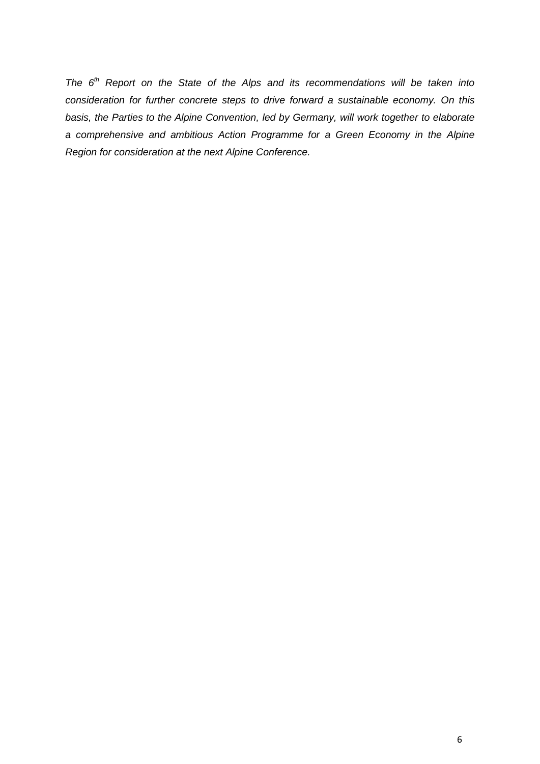*The 6th Report on the State of the Alps and its recommendations will be taken into consideration for further concrete steps to drive forward a sustainable economy. On this basis, the Parties to the Alpine Convention, led by Germany, will work together to elaborate a comprehensive and ambitious Action Programme for a Green Economy in the Alpine Region for consideration at the next Alpine Conference.*